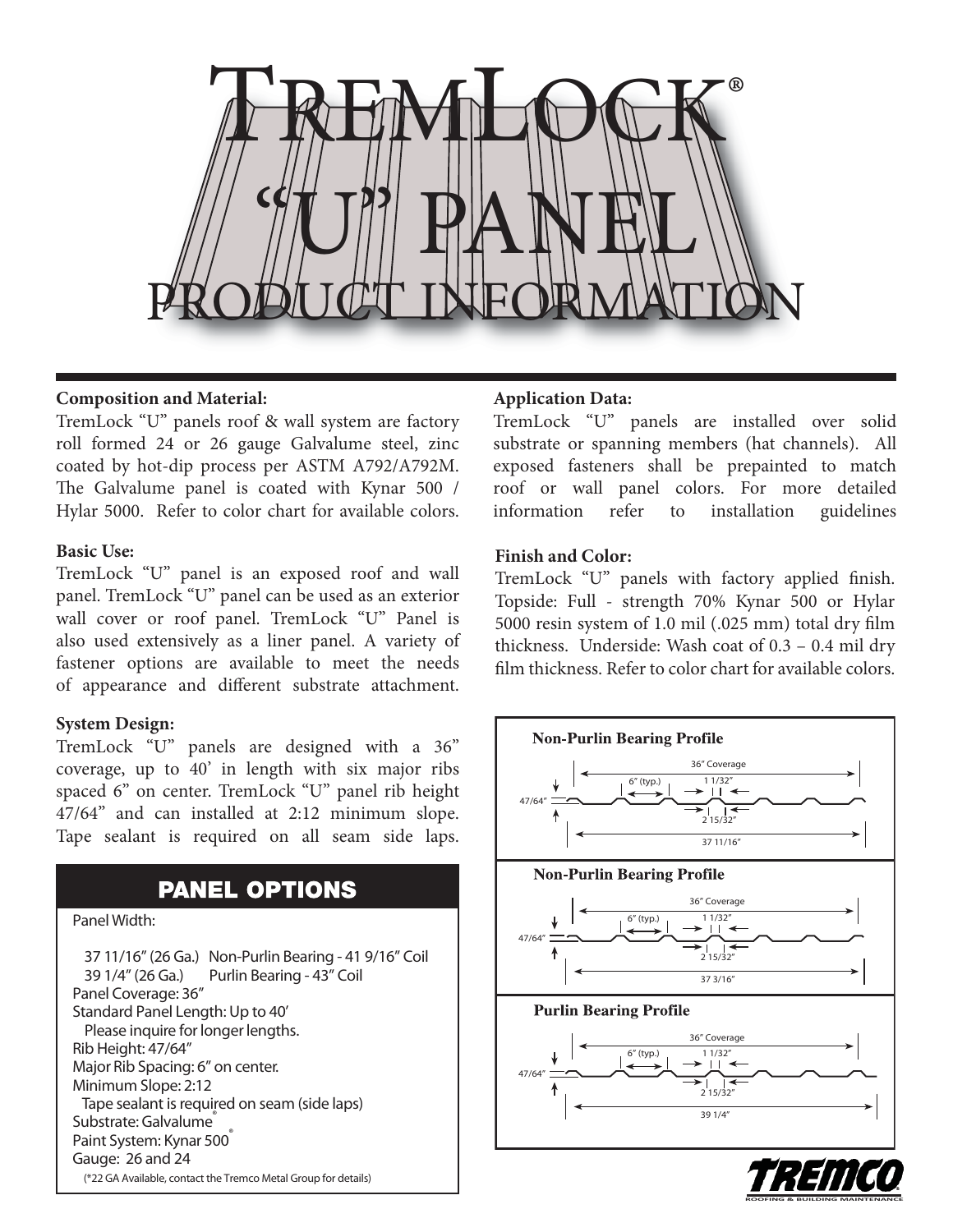# TremLock®
# "U" PANEL
## PRODUCT INFORMATION

**Composition and Material:**
TremLock "U" panels roof & wall system are factory roll formed 24 or 26 gauge Galvalume steel, zinc coated by hot-dip process per ASTM A792/A792M. The Galvalume panel is coated with Kynar 500 / Hylar 5000. Refer to color chart for available colors.

**Basic Use:**
TremLock "U" panel is an exposed roof and wall panel. TremLock "U" panel can be used as an exterior wall cover or roof panel. TremLock "U" Panel is also used extensively as a liner panel. A variety of fastener options are available to meet the needs of appearance and different substrate attachment.

**System Design:**
TremLock "U" panels are designed with a 36" coverage, up to 40' in length with six major ribs spaced 6" on center. TremLock "U" panel rib height 47/64" and can installed at 2:12 minimum slope. Tape sealant is required on all seam side laps.

## PANEL OPTIONS

Panel Width:

37 11/16" (26 Ga.) Non-Purlin Bearing - 41 9/16" Coil
39 1/4" (26 Ga.) Purlin Bearing - 43" Coil
Panel Coverage: 36"
Standard Panel Length: Up to 40'
Please inquire for longer lengths.
Rib Height: 47/64"
Major Rib Spacing: 6" on center.
Minimum Slope: 2:12
Tape sealant is required on seam (side laps)
Substrate: Galvalume®
Paint System: Kynar 500®
Gauge: 26 and 24
(*22 GA Available, contact the Tremco Metal Group for details)

**Application Data:**
TremLock "U" panels are installed over solid substrate or spanning members (hat channels). All exposed fasteners shall be prepainted to match roof or wall panel colors. For more detailed information refer to installation guidelines

**Finish and Color:**
TremLock "U" panels with factory applied finish. Topside: Full - strength 70% Kynar 500 or Hylar 5000 resin system of 1.0 mil (.025 mm) total dry film thickness. Underside: Wash coat of 0.3 – 0.4 mil dry film thickness. Refer to color chart for available colors.

**Non-Purlin Bearing Profile**

36" Coverage
6" (typ.)
1 1/32"
47/64"
2 15/32"
37 11/16"

**Non-Purlin Bearing Profile**

36" Coverage
6" (typ.)
1 1/32"
47/64"
2 15/32"
37 3/16"

**Purlin Bearing Profile**

36" Coverage
6" (typ.)
1 1/32"
47/64"
2 15/32"
39 1/4"

TREMCO
ROOFING & BUILDING MAINTENANCE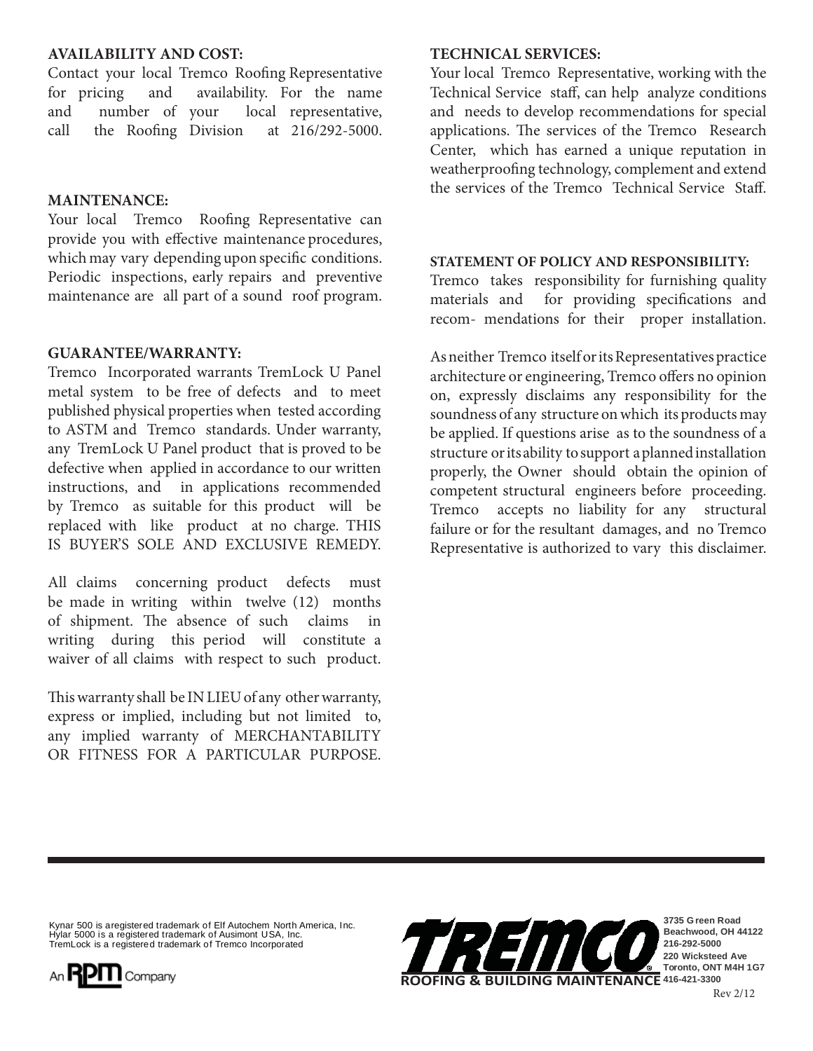**AVAILABILITY AND COST:**

Contact your local Tremco Roofing Representative for pricing and availability. For the name and number of your local representative, call the Roofing Division at 216/292-5000.

**MAINTENANCE:**

Your local Tremco Roofing Representative can provide you with effective maintenance procedures, which may vary depending upon specific conditions. Periodic inspections, early repairs and preventive maintenance are all part of a sound roof program.

**GUARANTEE/WARRANTY:**

Tremco Incorporated warrants TremLock U Panel metal system to be free of defects and to meet published physical properties when tested according to ASTM and Tremco standards. Under warranty, any TremLock U Panel product that is proved to be defective when applied in accordance to our written instructions, and in applications recommended by Tremco as suitable for this product will be replaced with like product at no charge. THIS IS BUYER'S SOLE AND EXCLUSIVE REMEDY.

All claims concerning product defects must be made in writing within twelve (12) months of shipment. The absence of such claims in writing during this period will constitute a waiver of all claims with respect to such product.

This warranty shall be IN LIEU of any other warranty, express or implied, including but not limited to, any implied warranty of MERCHANTABILITY OR FITNESS FOR A PARTICULAR PURPOSE.

**TECHNICAL SERVICES:**

Your local Tremco Representative, working with the Technical Service staff, can help analyze conditions and needs to develop recommendations for special applications. The services of the Tremco Research Center, which has earned a unique reputation in weatherproofing technology, complement and extend the services of the Tremco Technical Service Staff.

**STATEMENT OF POLICY AND RESPONSIBILITY:**

Tremco takes responsibility for furnishing quality materials and for providing specifications and recom- mendations for their proper installation.

As neither Tremco itself or its Representatives practice architecture or engineering, Tremco offers no opinion on, expressly disclaims any responsibility for the soundness of any structure on which its products may be applied. If questions arise as to the soundness of a structure or its ability to support a planned installation properly, the Owner should obtain the opinion of competent structural engineers before proceeding. Tremco accepts no liability for any structural failure or for the resultant damages, and no Tremco Representative is authorized to vary this disclaimer.

---

Kynar 500 is a registered trademark of Elf Autochem North America, Inc.
Hylar 5000 is a registered trademark of Ausimont USA, Inc.
TremLock is a registered trademark of Tremco Incorporated

An RPM Company

TREMCO
ROOFING & BUILDING MAINTENANCE

3735 Green Road
Beachwood, OH 44122
216-292-5000
220 Wicksteed Ave
Toronto, ONT M4H 1G7
416-421-3300

Rev 2/12